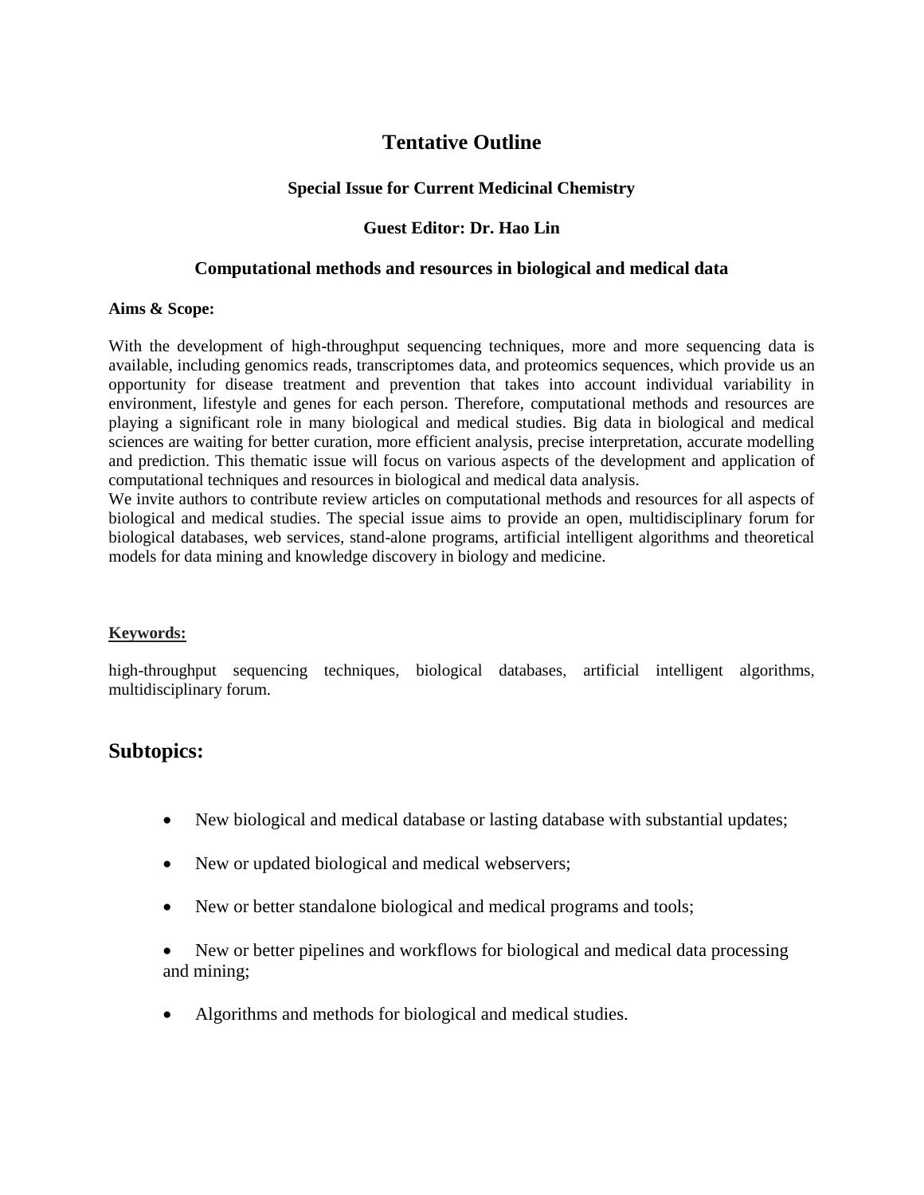# Tentative Outline

**Special Issue for Current Medicinal Chemistry**

**Guest Editor: Dr. Hao Lin**

## Computational methods and resources in biological and medical data

**Aims & Scope:**

With the development of high-throughput sequencing techniques, more and more sequencing data is available, including genomics reads, transcriptomes data, and proteomics sequences, which provide us an opportunity for disease treatment and prevention that takes into account individual variability in environment, lifestyle and genes for each person. Therefore, computational methods and resources are playing a significant role in many biological and medical studies. Big data in biological and medical sciences are waiting for better curation, more efficient analysis, precise interpretation, accurate modelling and prediction. This thematic issue will focus on various aspects of the development and application of computational techniques and resources in biological and medical data analysis.

We invite authors to contribute review articles on computational methods and resources for all aspects of biological and medical studies. The special issue aims to provide an open, multidisciplinary forum for biological databases, web services, stand-alone programs, artificial intelligent algorithms and theoretical models for data mining and knowledge discovery in biology and medicine.

**Keywords:**

high-throughput sequencing techniques, biological databases, artificial intelligent algorithms, multidisciplinary forum.

## Subtopics:

- New biological and medical database or lasting database with substantial updates;
- New or updated biological and medical webservers;
- New or better standalone biological and medical programs and tools;
- New or better pipelines and workflows for biological and medical data processing and mining;
- Algorithms and methods for biological and medical studies.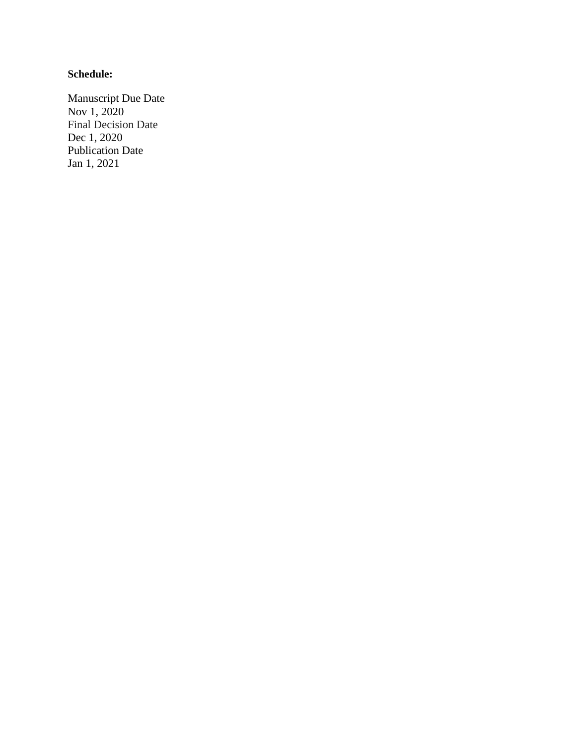**Schedule:**

Manuscript Due Date
Nov 1, 2020
Final Decision Date
Dec 1, 2020
Publication Date
Jan 1, 2021